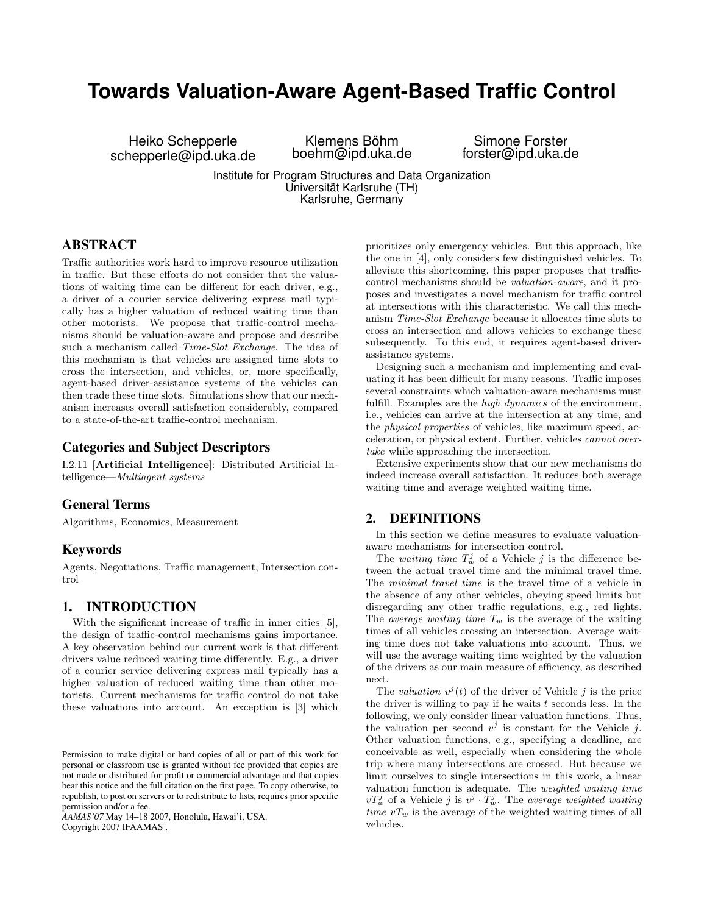# Towards Valuation-Aware Agent-Based Traffic Control

Heiko Schepperle
schepperle@ipd.uka.de

Klemens Böhm
boehm@ipd.uka.de

Simone Forster
forster@ipd.uka.de

Institute for Program Structures and Data Organization
Universität Karlsruhe (TH)
Karlsruhe, Germany

## ABSTRACT

Traffic authorities work hard to improve resource utilization in traffic. But these efforts do not consider that the valuations of waiting time can be different for each driver, e.g., a driver of a courier service delivering express mail typically has a higher valuation of reduced waiting time than other motorists. We propose that traffic-control mechanisms should be valuation-aware and propose and describe such a mechanism called *Time-Slot Exchange*. The idea of this mechanism is that vehicles are assigned time slots to cross the intersection, and vehicles, or, more specifically, agent-based driver-assistance systems of the vehicles can then trade these time slots. Simulations show that our mechanism increases overall satisfaction considerably, compared to a state-of-the-art traffic-control mechanism.

### Categories and Subject Descriptors

I.2.11 [**Artificial Intelligence**]: Distributed Artificial Intelligence—*Multiagent systems*

### General Terms

Algorithms, Economics, Measurement

### Keywords

Agents, Negotiations, Traffic management, Intersection control

## 1. INTRODUCTION

With the significant increase of traffic in inner cities [5], the design of traffic-control mechanisms gains importance. A key observation behind our current work is that different drivers value reduced waiting time differently. E.g., a driver of a courier service delivering express mail typically has a higher valuation of reduced waiting time than other motorists. Current mechanisms for traffic control do not take these valuations into account. An exception is [3] which prioritizes only emergency vehicles. But this approach, like the one in [4], only considers few distinguished vehicles. To alleviate this shortcoming, this paper proposes that traffic-control mechanisms should be *valuation-aware*, and it proposes and investigates a novel mechanism for traffic control at intersections with this characteristic. We call this mechanism *Time-Slot Exchange* because it allocates time slots to cross an intersection and allows vehicles to exchange these subsequently. To this end, it requires agent-based driver-assistance systems.

Designing such a mechanism and implementing and evaluating it has been difficult for many reasons. Traffic imposes several constraints which valuation-aware mechanisms must fulfill. Examples are the *high dynamics* of the environment, i.e., vehicles can arrive at the intersection at any time, and the *physical properties* of vehicles, like maximum speed, acceleration, or physical extent. Further, vehicles *cannot overtake* while approaching the intersection.

Extensive experiments show that our new mechanisms do indeed increase overall satisfaction. It reduces both average waiting time and average weighted waiting time.

## 2. DEFINITIONS

In this section we define measures to evaluate valuation-aware mechanisms for intersection control.

The *waiting time* $T_w^j$ of a Vehicle $j$ is the difference between the actual travel time and the minimal travel time. The *minimal travel time* is the travel time of a vehicle in the absence of any other vehicles, obeying speed limits but disregarding any other traffic regulations, e.g., red lights. The *average waiting time* $\overline{T_w}$ is the average of the waiting times of all vehicles crossing an intersection. Average waiting time does not take valuations into account. Thus, we will use the average waiting time weighted by the valuation of the drivers as our main measure of efficiency, as described next.

The *valuation* $v^j(t)$ of the driver of Vehicle $j$ is the price the driver is willing to pay if he waits $t$ seconds less. In the following, we only consider linear valuation functions. Thus, the valuation per second $v^j$ is constant for the Vehicle $j$. Other valuation functions, e.g., specifying a deadline, are conceivable as well, especially when considering the whole trip where many intersections are crossed. But because we limit ourselves to single intersections in this work, a linear valuation function is adequate. The *weighted waiting time* $vT_w^j$ of a Vehicle $j$ is $v^j \cdot T_w^j$. The *average weighted waiting time* $\overline{vT_w}$ is the average of the weighted waiting times of all vehicles.

Permission to make digital or hard copies of all or part of this work for personal or classroom use is granted without fee provided that copies are not made or distributed for profit or commercial advantage and that copies bear this notice and the full citation on the first page. To copy otherwise, to republish, to post on servers or to redistribute to lists, requires prior specific permission and/or a fee.
*AAMAS'07* May 14–18 2007, Honolulu, Hawai'i, USA.
Copyright 2007 IFAAMAS .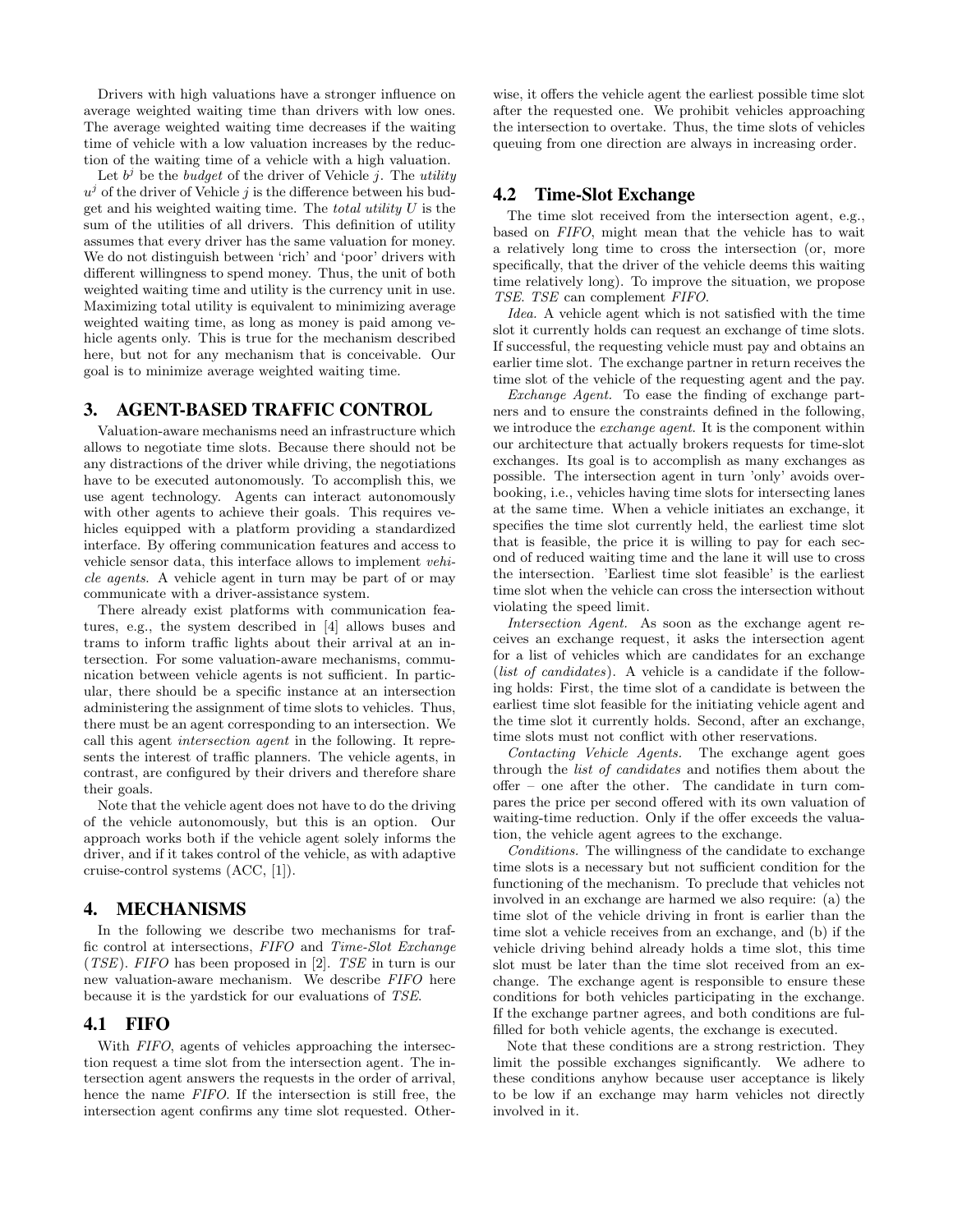Drivers with high valuations have a stronger influence on average weighted waiting time than drivers with low ones. The average weighted waiting time decreases if the waiting time of vehicle with a low valuation increases by the reduction of the waiting time of a vehicle with a high valuation.

Let $b^j$ be the *budget* of the driver of Vehicle $j$. The *utility* $u^j$ of the driver of Vehicle $j$ is the difference between his budget and his weighted waiting time. The *total utility* $U$ is the sum of the utilities of all drivers. This definition of utility assumes that every driver has the same valuation for money. We do not distinguish between 'rich' and 'poor' drivers with different willingness to spend money. Thus, the unit of both weighted waiting time and utility is the currency unit in use. Maximizing total utility is equivalent to minimizing average weighted waiting time, as long as money is paid among vehicle agents only. This is true for the mechanism described here, but not for any mechanism that is conceivable. Our goal is to minimize average weighted waiting time.

## 3. AGENT-BASED TRAFFIC CONTROL

Valuation-aware mechanisms need an infrastructure which allows to negotiate time slots. Because there should not be any distractions of the driver while driving, the negotiations have to be executed autonomously. To accomplish this, we use agent technology. Agents can interact autonomously with other agents to achieve their goals. This requires vehicles equipped with a platform providing a standardized interface. By offering communication features and access to vehicle sensor data, this interface allows to implement *vehicle agents*. A vehicle agent in turn may be part of or may communicate with a driver-assistance system.

There already exist platforms with communication features, e.g., the system described in [4] allows buses and trams to inform traffic lights about their arrival at an intersection. For some valuation-aware mechanisms, communication between vehicle agents is not sufficient. In particular, there should be a specific instance at an intersection administering the assignment of time slots to vehicles. Thus, there must be an agent corresponding to an intersection. We call this agent *intersection agent* in the following. It represents the interest of traffic planners. The vehicle agents, in contrast, are configured by their drivers and therefore share their goals.

Note that the vehicle agent does not have to do the driving of the vehicle autonomously, but this is an option. Our approach works both if the vehicle agent solely informs the driver, and if it takes control of the vehicle, as with adaptive cruise-control systems (ACC, [1]).

## 4. MECHANISMS

In the following we describe two mechanisms for traffic control at intersections, *FIFO* and *Time-Slot Exchange* (*TSE*). *FIFO* has been proposed in [2]. *TSE* in turn is our new valuation-aware mechanism. We describe *FIFO* here because it is the yardstick for our evaluations of *TSE*.

### 4.1 FIFO

With *FIFO*, agents of vehicles approaching the intersection request a time slot from the intersection agent. The intersection agent answers the requests in the order of arrival, hence the name *FIFO*. If the intersection is still free, the intersection agent confirms any time slot requested. Otherwise, it offers the vehicle agent the earliest possible time slot after the requested one. We prohibit vehicles approaching the intersection to overtake. Thus, the time slots of vehicles queuing from one direction are always in increasing order.

### 4.2 Time-Slot Exchange

The time slot received from the intersection agent, e.g., based on *FIFO*, might mean that the vehicle has to wait a relatively long time to cross the intersection (or, more specifically, that the driver of the vehicle deems this waiting time relatively long). To improve the situation, we propose *TSE*. *TSE* can complement *FIFO*.

*Idea.* A vehicle agent which is not satisfied with the time slot it currently holds can request an exchange of time slots. If successful, the requesting vehicle must pay and obtains an earlier time slot. The exchange partner in return receives the time slot of the vehicle of the requesting agent and the pay.

*Exchange Agent.* To ease the finding of exchange partners and to ensure the constraints defined in the following, we introduce the *exchange agent*. It is the component within our architecture that actually brokers requests for time-slot exchanges. Its goal is to accomplish as many exchanges as possible. The intersection agent in turn 'only' avoids overbooking, i.e., vehicles having time slots for intersecting lanes at the same time. When a vehicle initiates an exchange, it specifies the time slot currently held, the earliest time slot that is feasible, the price it is willing to pay for each second of reduced waiting time and the lane it will use to cross the intersection. 'Earliest time slot feasible' is the earliest time slot when the vehicle can cross the intersection without violating the speed limit.

*Intersection Agent.* As soon as the exchange agent receives an exchange request, it asks the intersection agent for a list of vehicles which are candidates for an exchange (*list of candidates*). A vehicle is a candidate if the following holds: First, the time slot of a candidate is between the earliest time slot feasible for the initiating vehicle agent and the time slot it currently holds. Second, after an exchange, time slots must not conflict with other reservations.

*Contacting Vehicle Agents.* The exchange agent goes through the *list of candidates* and notifies them about the offer – one after the other. The candidate in turn compares the price per second offered with its own valuation of waiting-time reduction. Only if the offer exceeds the valuation, the vehicle agent agrees to the exchange.

*Conditions.* The willingness of the candidate to exchange time slots is a necessary but not sufficient condition for the functioning of the mechanism. To preclude that vehicles not involved in an exchange are harmed we also require: (a) the time slot of the vehicle driving in front is earlier than the time slot a vehicle receives from an exchange, and (b) if the vehicle driving behind already holds a time slot, this time slot must be later than the time slot received from an exchange. The exchange agent is responsible to ensure these conditions for both vehicles participating in the exchange. If the exchange partner agrees, and both conditions are fulfilled for both vehicle agents, the exchange is executed.

Note that these conditions are a strong restriction. They limit the possible exchanges significantly. We adhere to these conditions anyhow because user acceptance is likely to be low if an exchange may harm vehicles not directly involved in it.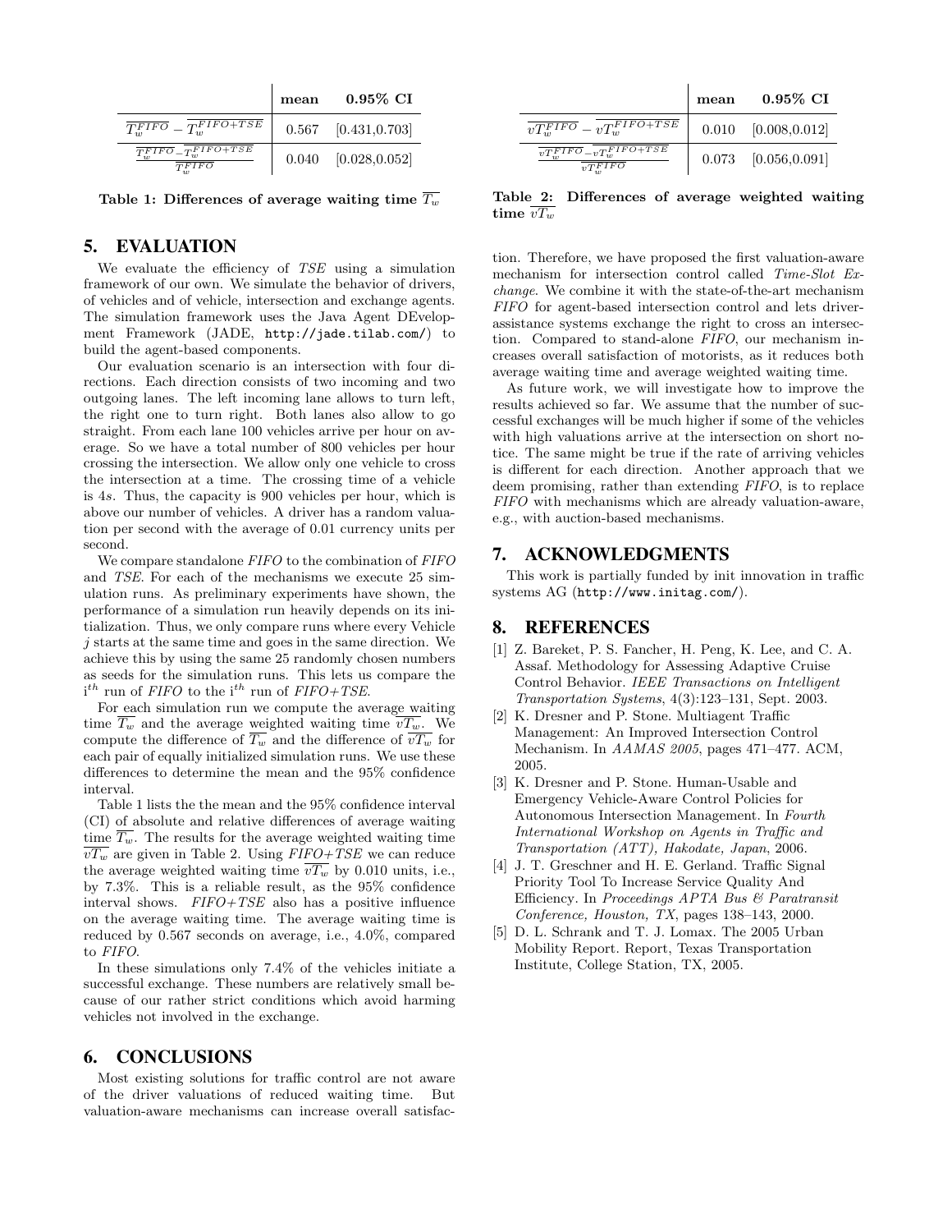| | mean | 0.95% CI |
|---|---|---|
| $\overline{T_w^{FIFO}} - \overline{T_w^{FIFO+TSE}}$ | 0.567 | [0.431,0.703] |
| $\frac{\overline{T_w^{FIFO}} - \overline{T_w^{FIFO+TSE}}}{\overline{T_w^{FIFO}}}$ | 0.040 | [0.028,0.052] |

**Table 1: Differences of average waiting time $\overline{T_w}$**

| | mean | 0.95% CI |
|---|---|---|
| $\overline{vT_w^{FIFO}} - \overline{vT_w^{FIFO+TSE}}$ | 0.010 | [0.008,0.012] |
| $\frac{\overline{vT_w^{FIFO}} - \overline{vT_w^{FIFO+TSE}}}{\overline{vT_w^{FIFO}}}$ | 0.073 | [0.056,0.091] |

**Table 2: Differences of average weighted waiting time $\overline{vT_w}$**

## 5. EVALUATION

We evaluate the efficiency of *TSE* using a simulation framework of our own. We simulate the behavior of drivers, of vehicles and of vehicle, intersection and exchange agents. The simulation framework uses the Java Agent DEvelopment Framework (JADE, http://jade.tilab.com/) to build the agent-based components.

Our evaluation scenario is an intersection with four directions. Each direction consists of two incoming and two outgoing lanes. The left incoming lane allows to turn left, the right one to turn right. Both lanes also allow to go straight. From each lane 100 vehicles arrive per hour on average. So we have a total number of 800 vehicles per hour crossing the intersection. We allow only one vehicle to cross the intersection at a time. The crossing time of a vehicle is $4s$. Thus, the capacity is 900 vehicles per hour, which is above our number of vehicles. A driver has a random valuation per second with the average of 0.01 currency units per second.

We compare standalone *FIFO* to the combination of *FIFO* and *TSE*. For each of the mechanisms we execute 25 simulation runs. As preliminary experiments have shown, the performance of a simulation run heavily depends on its initialization. Thus, we only compare runs where every Vehicle $j$ starts at the same time and goes in the same direction. We achieve this by using the same 25 randomly chosen numbers as seeds for the simulation runs. This lets us compare the i$^{th}$ run of *FIFO* to the i$^{th}$ run of *FIFO+TSE*.

For each simulation run we compute the average waiting time $\overline{T_w}$ and the average weighted waiting time $\overline{vT_w}$. We compute the difference of $\overline{T_w}$ and the difference of $\overline{vT_w}$ for each pair of equally initialized simulation runs. We use these differences to determine the mean and the 95% confidence interval.

Table 1 lists the the mean and the 95% confidence interval (CI) of absolute and relative differences of average waiting time $\overline{T_w}$. The results for the average weighted waiting time $\overline{vT_w}$ are given in Table 2. Using *FIFO+TSE* we can reduce the average weighted waiting time $\overline{vT_w}$ by 0.010 units, i.e., by 7.3%. This is a reliable result, as the 95% confidence interval shows. *FIFO+TSE* also has a positive influence on the average waiting time. The average waiting time is reduced by 0.567 seconds on average, i.e., 4.0%, compared to *FIFO*.

In these simulations only 7.4% of the vehicles initiate a successful exchange. These numbers are relatively small because of our rather strict conditions which avoid harming vehicles not involved in the exchange.

## 6. CONCLUSIONS

Most existing solutions for traffic control are not aware of the driver valuations of reduced waiting time. But valuation-aware mechanisms can increase overall satisfaction. Therefore, we have proposed the first valuation-aware mechanism for intersection control called *Time-Slot Exchange*. We combine it with the state-of-the-art mechanism *FIFO* for agent-based intersection control and lets driver-assistance systems exchange the right to cross an intersection. Compared to stand-alone *FIFO*, our mechanism increases overall satisfaction of motorists, as it reduces both average waiting time and average weighted waiting time.

As future work, we will investigate how to improve the results achieved so far. We assume that the number of successful exchanges will be much higher if some of the vehicles with high valuations arrive at the intersection on short notice. The same might be true if the rate of arriving vehicles is different for each direction. Another approach that we deem promising, rather than extending *FIFO*, is to replace *FIFO* with mechanisms which are already valuation-aware, e.g., with auction-based mechanisms.

## 7. ACKNOWLEDGMENTS

This work is partially funded by init innovation in traffic systems AG (http://www.initag.com/).

## 8. REFERENCES

[1] Z. Bareket, P. S. Fancher, H. Peng, K. Lee, and C. A. Assaf. Methodology for Assessing Adaptive Cruise Control Behavior. *IEEE Transactions on Intelligent Transportation Systems*, 4(3):123–131, Sept. 2003.

[2] K. Dresner and P. Stone. Multiagent Traffic Management: An Improved Intersection Control Mechanism. In *AAMAS 2005*, pages 471–477. ACM, 2005.

[3] K. Dresner and P. Stone. Human-Usable and Emergency Vehicle-Aware Control Policies for Autonomous Intersection Management. In *Fourth International Workshop on Agents in Traffic and Transportation (ATT), Hakodate, Japan*, 2006.

[4] J. T. Greschner and H. E. Gerland. Traffic Signal Priority Tool To Increase Service Quality And Efficiency. In *Proceedings APTA Bus & Paratransit Conference, Houston, TX*, pages 138–143, 2000.

[5] D. L. Schrank and T. J. Lomax. The 2005 Urban Mobility Report. Report, Texas Transportation Institute, College Station, TX, 2005.